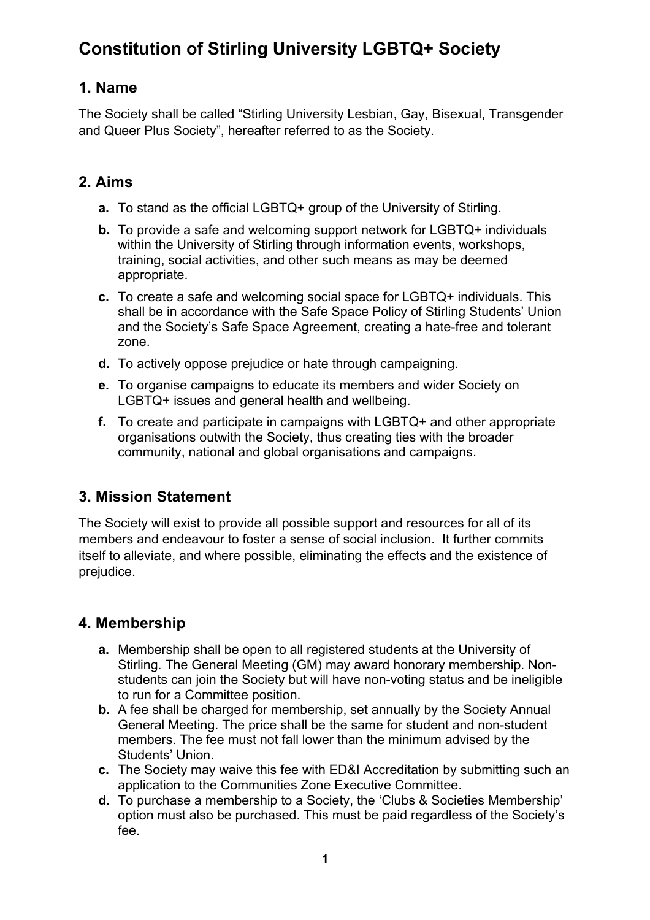# Constitution of Stirling University LGBTQ+ Society

## 1. Name

The Society shall be called “Stirling University Lesbian, Gay, Bisexual, Transgender and Queer Plus Society”, hereafter referred to as the Society.

## 2. Aims

- **a.** To stand as the official LGBTQ+ group of the University of Stirling.
- **b.** To provide a safe and welcoming support network for LGBTQ+ individuals within the University of Stirling through information events, workshops, training, social activities, and other such means as may be deemed appropriate.
- **c.** To create a safe and welcoming social space for LGBTQ+ individuals. This shall be in accordance with the Safe Space Policy of Stirling Students’ Union and the Society’s Safe Space Agreement, creating a hate-free and tolerant zone.
- **d.** To actively oppose prejudice or hate through campaigning.
- **e.** To organise campaigns to educate its members and wider Society on LGBTQ+ issues and general health and wellbeing.
- **f.** To create and participate in campaigns with LGBTQ+ and other appropriate organisations outwith the Society, thus creating ties with the broader community, national and global organisations and campaigns.

## 3. Mission Statement

The Society will exist to provide all possible support and resources for all of its members and endeavour to foster a sense of social inclusion. It further commits itself to alleviate, and where possible, eliminating the effects and the existence of prejudice.

## 4. Membership

- **a.** Membership shall be open to all registered students at the University of Stirling. The General Meeting (GM) may award honorary membership. Non-students can join the Society but will have non-voting status and be ineligible to run for a Committee position.
- **b.** A fee shall be charged for membership, set annually by the Society Annual General Meeting. The price shall be the same for student and non-student members. The fee must not fall lower than the minimum advised by the Students’ Union.
- **c.** The Society may waive this fee with ED&I Accreditation by submitting such an application to the Communities Zone Executive Committee.
- **d.** To purchase a membership to a Society, the ‘Clubs & Societies Membership’ option must also be purchased. This must be paid regardless of the Society’s fee.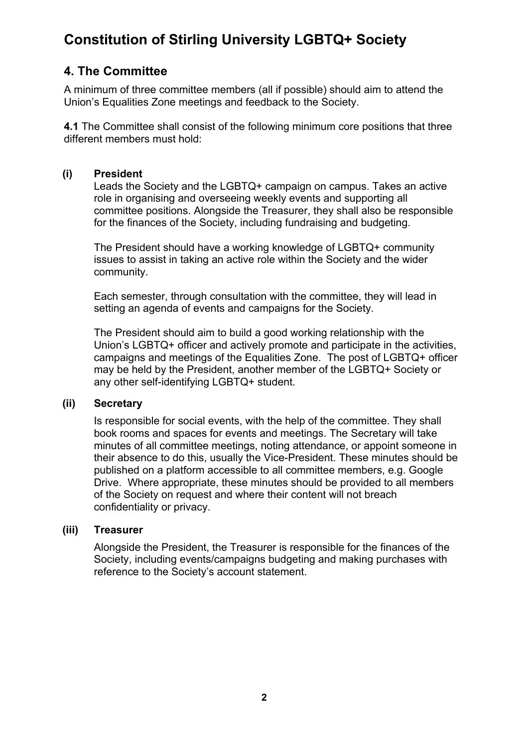# Constitution of Stirling University LGBTQ+ Society

## 4. The Committee

A minimum of three committee members (all if possible) should aim to attend the Union's Equalities Zone meetings and feedback to the Society.

**4.1** The Committee shall consist of the following minimum core positions that three different members must hold:

**(i) President**

Leads the Society and the LGBTQ+ campaign on campus. Takes an active role in organising and overseeing weekly events and supporting all committee positions. Alongside the Treasurer, they shall also be responsible for the finances of the Society, including fundraising and budgeting.

The President should have a working knowledge of LGBTQ+ community issues to assist in taking an active role within the Society and the wider community.

Each semester, through consultation with the committee, they will lead in setting an agenda of events and campaigns for the Society.

The President should aim to build a good working relationship with the Union's LGBTQ+ officer and actively promote and participate in the activities, campaigns and meetings of the Equalities Zone. The post of LGBTQ+ officer may be held by the President, another member of the LGBTQ+ Society or any other self-identifying LGBTQ+ student.

**(ii) Secretary**

Is responsible for social events, with the help of the committee. They shall book rooms and spaces for events and meetings. The Secretary will take minutes of all committee meetings, noting attendance, or appoint someone in their absence to do this, usually the Vice-President. These minutes should be published on a platform accessible to all committee members, e.g. Google Drive. Where appropriate, these minutes should be provided to all members of the Society on request and where their content will not breach confidentiality or privacy.

**(iii) Treasurer**

Alongside the President, the Treasurer is responsible for the finances of the Society, including events/campaigns budgeting and making purchases with reference to the Society's account statement.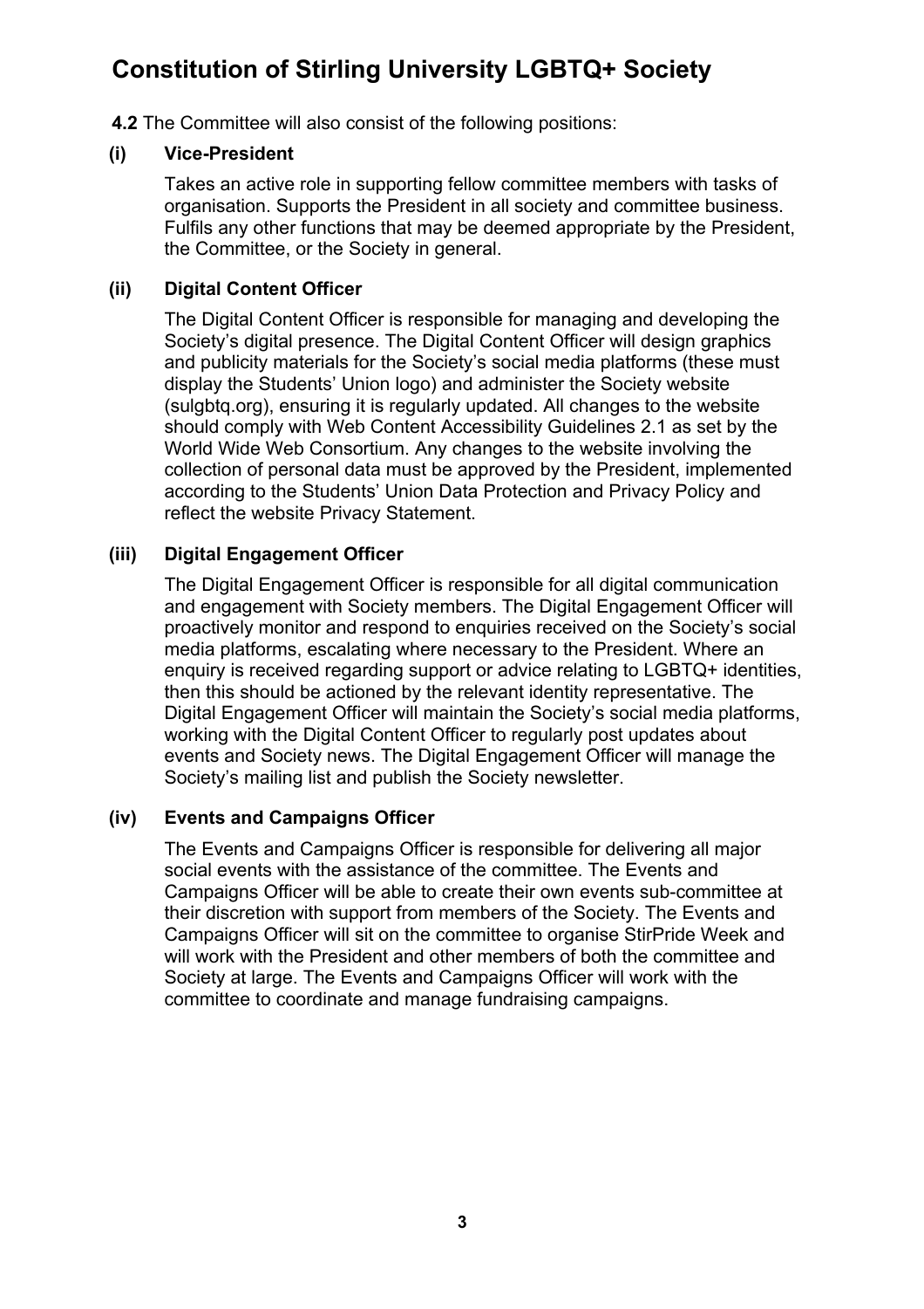**4.2** The Committee will also consist of the following positions:

**(i) Vice-President**

Takes an active role in supporting fellow committee members with tasks of organisation. Supports the President in all society and committee business. Fulfils any other functions that may be deemed appropriate by the President, the Committee, or the Society in general.

**(ii) Digital Content Officer**

The Digital Content Officer is responsible for managing and developing the Society's digital presence. The Digital Content Officer will design graphics and publicity materials for the Society's social media platforms (these must display the Students' Union logo) and administer the Society website (sulgbtq.org), ensuring it is regularly updated. All changes to the website should comply with Web Content Accessibility Guidelines 2.1 as set by the World Wide Web Consortium. Any changes to the website involving the collection of personal data must be approved by the President, implemented according to the Students' Union Data Protection and Privacy Policy and reflect the website Privacy Statement.

**(iii) Digital Engagement Officer**

The Digital Engagement Officer is responsible for all digital communication and engagement with Society members. The Digital Engagement Officer will proactively monitor and respond to enquiries received on the Society's social media platforms, escalating where necessary to the President. Where an enquiry is received regarding support or advice relating to LGBTQ+ identities, then this should be actioned by the relevant identity representative. The Digital Engagement Officer will maintain the Society's social media platforms, working with the Digital Content Officer to regularly post updates about events and Society news. The Digital Engagement Officer will manage the Society's mailing list and publish the Society newsletter.

**(iv) Events and Campaigns Officer**

The Events and Campaigns Officer is responsible for delivering all major social events with the assistance of the committee. The Events and Campaigns Officer will be able to create their own events sub-committee at their discretion with support from members of the Society. The Events and Campaigns Officer will sit on the committee to organise StirPride Week and will work with the President and other members of both the committee and Society at large. The Events and Campaigns Officer will work with the committee to coordinate and manage fundraising campaigns.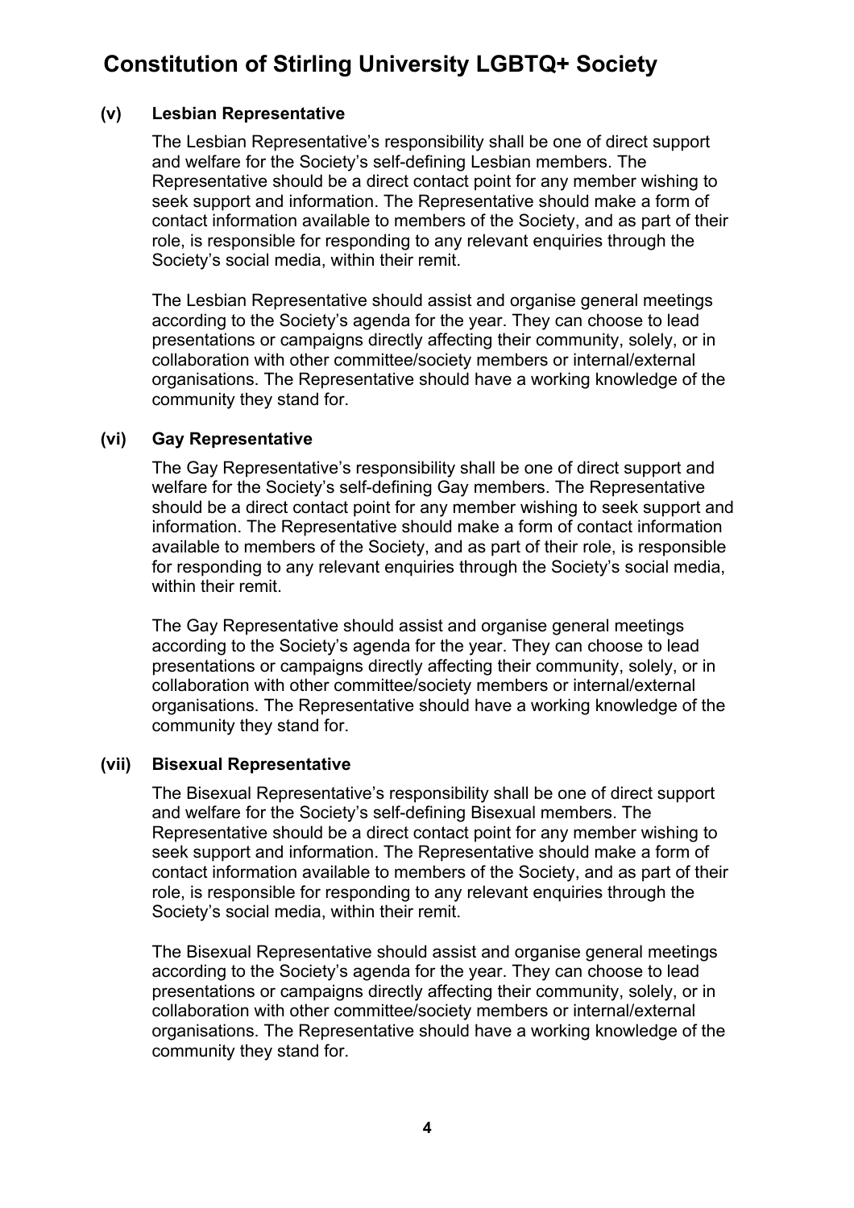#### (v) Lesbian Representative

The Lesbian Representative's responsibility shall be one of direct support and welfare for the Society's self-defining Lesbian members. The Representative should be a direct contact point for any member wishing to seek support and information. The Representative should make a form of contact information available to members of the Society, and as part of their role, is responsible for responding to any relevant enquiries through the Society's social media, within their remit.

The Lesbian Representative should assist and organise general meetings according to the Society's agenda for the year. They can choose to lead presentations or campaigns directly affecting their community, solely, or in collaboration with other committee/society members or internal/external organisations. The Representative should have a working knowledge of the community they stand for.

#### (vi) Gay Representative

The Gay Representative's responsibility shall be one of direct support and welfare for the Society's self-defining Gay members. The Representative should be a direct contact point for any member wishing to seek support and information. The Representative should make a form of contact information available to members of the Society, and as part of their role, is responsible for responding to any relevant enquiries through the Society's social media, within their remit.

The Gay Representative should assist and organise general meetings according to the Society's agenda for the year. They can choose to lead presentations or campaigns directly affecting their community, solely, or in collaboration with other committee/society members or internal/external organisations. The Representative should have a working knowledge of the community they stand for.

#### (vii) Bisexual Representative

The Bisexual Representative's responsibility shall be one of direct support and welfare for the Society's self-defining Bisexual members. The Representative should be a direct contact point for any member wishing to seek support and information. The Representative should make a form of contact information available to members of the Society, and as part of their role, is responsible for responding to any relevant enquiries through the Society's social media, within their remit.

The Bisexual Representative should assist and organise general meetings according to the Society's agenda for the year. They can choose to lead presentations or campaigns directly affecting their community, solely, or in collaboration with other committee/society members or internal/external organisations. The Representative should have a working knowledge of the community they stand for.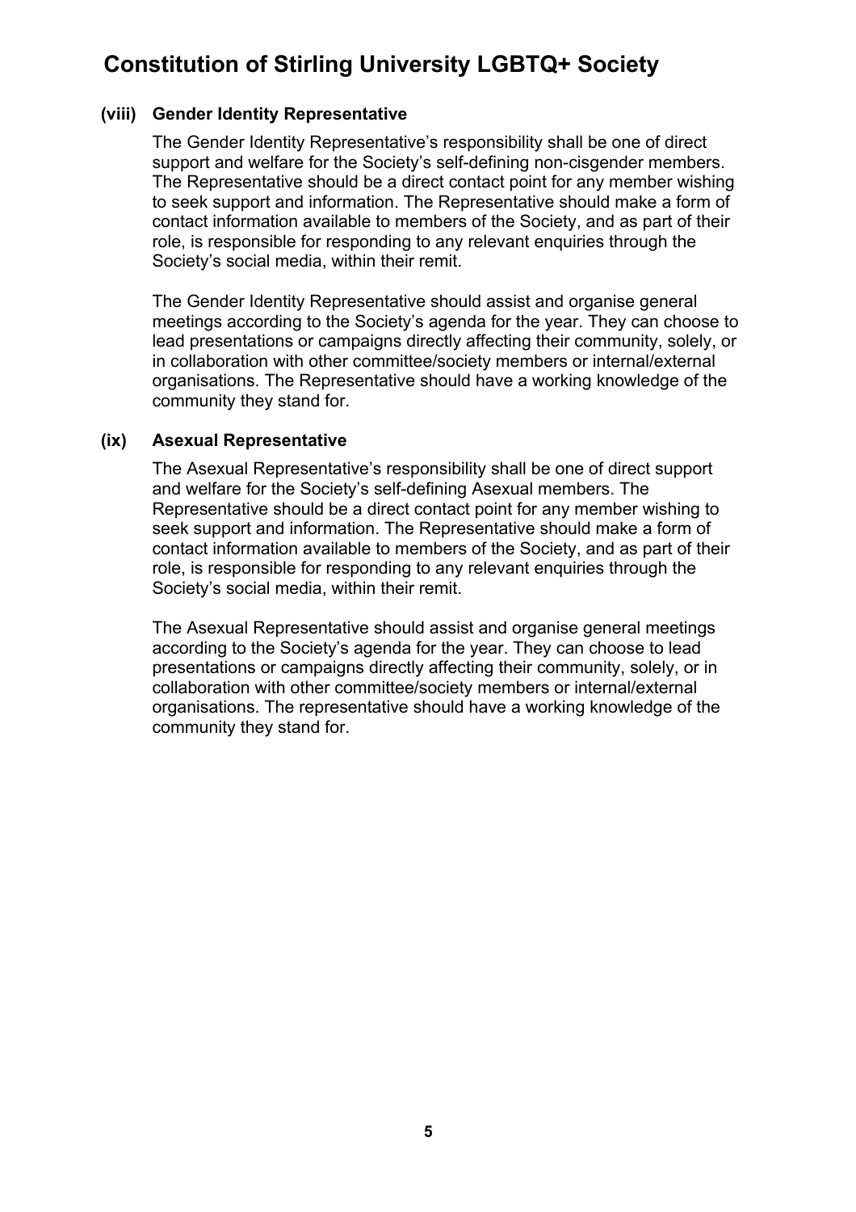### (viii) Gender Identity Representative

The Gender Identity Representative's responsibility shall be one of direct support and welfare for the Society's self-defining non-cisgender members. The Representative should be a direct contact point for any member wishing to seek support and information. The Representative should make a form of contact information available to members of the Society, and as part of their role, is responsible for responding to any relevant enquiries through the Society's social media, within their remit.

The Gender Identity Representative should assist and organise general meetings according to the Society's agenda for the year. They can choose to lead presentations or campaigns directly affecting their community, solely, or in collaboration with other committee/society members or internal/external organisations. The Representative should have a working knowledge of the community they stand for.

### (ix) Asexual Representative

The Asexual Representative's responsibility shall be one of direct support and welfare for the Society's self-defining Asexual members. The Representative should be a direct contact point for any member wishing to seek support and information. The Representative should make a form of contact information available to members of the Society, and as part of their role, is responsible for responding to any relevant enquiries through the Society's social media, within their remit.

The Asexual Representative should assist and organise general meetings according to the Society's agenda for the year. They can choose to lead presentations or campaigns directly affecting their community, solely, or in collaboration with other committee/society members or internal/external organisations. The representative should have a working knowledge of the community they stand for.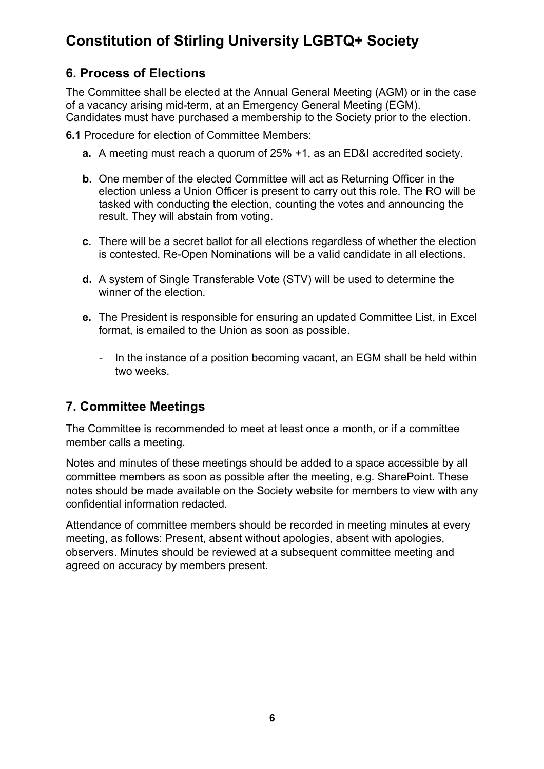# Constitution of Stirling University LGBTQ+ Society

## 6. Process of Elections

The Committee shall be elected at the Annual General Meeting (AGM) or in the case of a vacancy arising mid-term, at an Emergency General Meeting (EGM). Candidates must have purchased a membership to the Society prior to the election.

**6.1** Procedure for election of Committee Members:

- **a.** A meeting must reach a quorum of 25% +1, as an ED&I accredited society.
- **b.** One member of the elected Committee will act as Returning Officer in the election unless a Union Officer is present to carry out this role. The RO will be tasked with conducting the election, counting the votes and announcing the result. They will abstain from voting.
- **c.** There will be a secret ballot for all elections regardless of whether the election is contested. Re-Open Nominations will be a valid candidate in all elections.
- **d.** A system of Single Transferable Vote (STV) will be used to determine the winner of the election.
- **e.** The President is responsible for ensuring an updated Committee List, in Excel format, is emailed to the Union as soon as possible.
    - In the instance of a position becoming vacant, an EGM shall be held within two weeks.

## 7. Committee Meetings

The Committee is recommended to meet at least once a month, or if a committee member calls a meeting.

Notes and minutes of these meetings should be added to a space accessible by all committee members as soon as possible after the meeting, e.g. SharePoint. These notes should be made available on the Society website for members to view with any confidential information redacted.

Attendance of committee members should be recorded in meeting minutes at every meeting, as follows: Present, absent without apologies, absent with apologies, observers. Minutes should be reviewed at a subsequent committee meeting and agreed on accuracy by members present.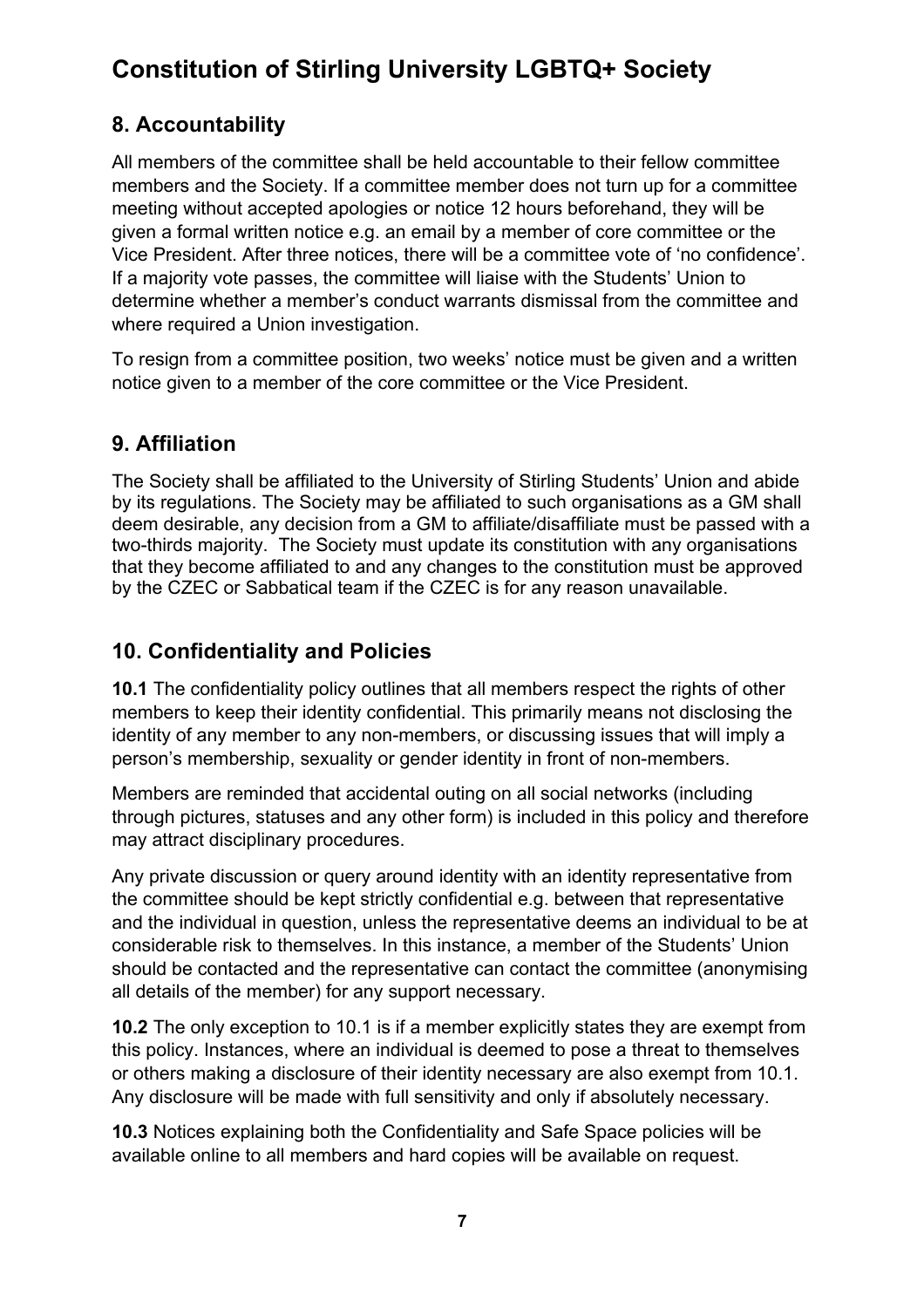# Constitution of Stirling University LGBTQ+ Society

## 8. Accountability

All members of the committee shall be held accountable to their fellow committee members and the Society. If a committee member does not turn up for a committee meeting without accepted apologies or notice 12 hours beforehand, they will be given a formal written notice e.g. an email by a member of core committee or the Vice President. After three notices, there will be a committee vote of 'no confidence'. If a majority vote passes, the committee will liaise with the Students' Union to determine whether a member's conduct warrants dismissal from the committee and where required a Union investigation.

To resign from a committee position, two weeks' notice must be given and a written notice given to a member of the core committee or the Vice President.

## 9. Affiliation

The Society shall be affiliated to the University of Stirling Students' Union and abide by its regulations. The Society may be affiliated to such organisations as a GM shall deem desirable, any decision from a GM to affiliate/disaffiliate must be passed with a two-thirds majority. The Society must update its constitution with any organisations that they become affiliated to and any changes to the constitution must be approved by the CZEC or Sabbatical team if the CZEC is for any reason unavailable.

## 10. Confidentiality and Policies

**10.1** The confidentiality policy outlines that all members respect the rights of other members to keep their identity confidential. This primarily means not disclosing the identity of any member to any non-members, or discussing issues that will imply a person's membership, sexuality or gender identity in front of non-members.

Members are reminded that accidental outing on all social networks (including through pictures, statuses and any other form) is included in this policy and therefore may attract disciplinary procedures.

Any private discussion or query around identity with an identity representative from the committee should be kept strictly confidential e.g. between that representative and the individual in question, unless the representative deems an individual to be at considerable risk to themselves. In this instance, a member of the Students' Union should be contacted and the representative can contact the committee (anonymising all details of the member) for any support necessary.

**10.2** The only exception to 10.1 is if a member explicitly states they are exempt from this policy. Instances, where an individual is deemed to pose a threat to themselves or others making a disclosure of their identity necessary are also exempt from 10.1. Any disclosure will be made with full sensitivity and only if absolutely necessary.

**10.3** Notices explaining both the Confidentiality and Safe Space policies will be available online to all members and hard copies will be available on request.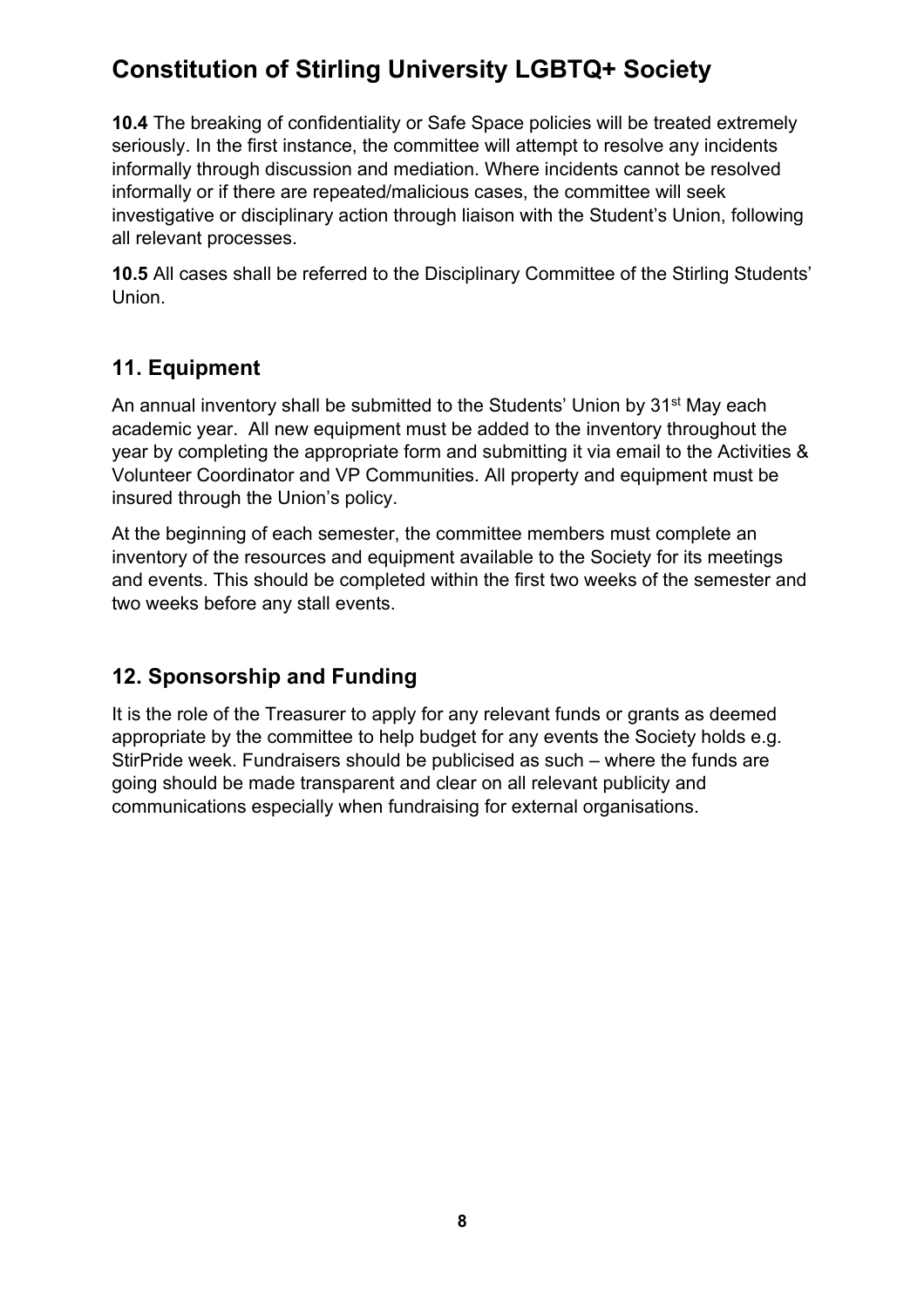**10.4** The breaking of confidentiality or Safe Space policies will be treated extremely seriously. In the first instance, the committee will attempt to resolve any incidents informally through discussion and mediation. Where incidents cannot be resolved informally or if there are repeated/malicious cases, the committee will seek investigative or disciplinary action through liaison with the Student's Union, following all relevant processes.

**10.5** All cases shall be referred to the Disciplinary Committee of the Stirling Students' Union.

## 11. Equipment

An annual inventory shall be submitted to the Students' Union by 31st May each academic year. All new equipment must be added to the inventory throughout the year by completing the appropriate form and submitting it via email to the Activities & Volunteer Coordinator and VP Communities. All property and equipment must be insured through the Union's policy.

At the beginning of each semester, the committee members must complete an inventory of the resources and equipment available to the Society for its meetings and events. This should be completed within the first two weeks of the semester and two weeks before any stall events.

## 12. Sponsorship and Funding

It is the role of the Treasurer to apply for any relevant funds or grants as deemed appropriate by the committee to help budget for any events the Society holds e.g. StirPride week. Fundraisers should be publicised as such – where the funds are going should be made transparent and clear on all relevant publicity and communications especially when fundraising for external organisations.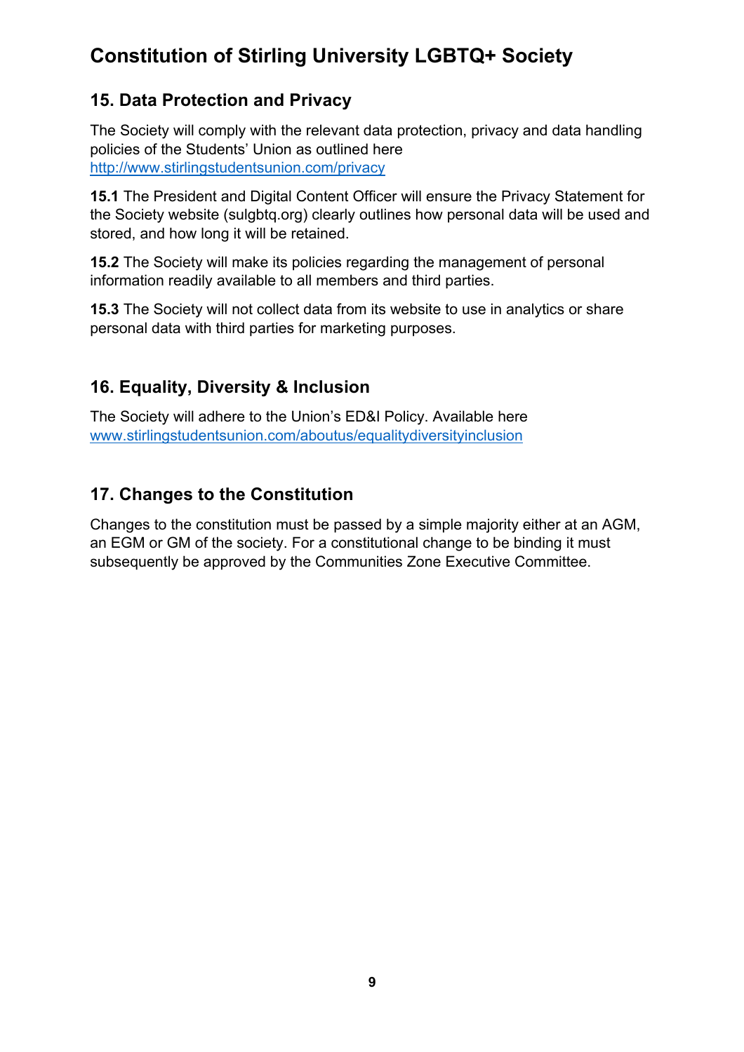# Constitution of Stirling University LGBTQ+ Society

## 15. Data Protection and Privacy

The Society will comply with the relevant data protection, privacy and data handling policies of the Students' Union as outlined here http://www.stirlingstudentsunion.com/privacy

**15.1** The President and Digital Content Officer will ensure the Privacy Statement for the Society website (sulgbtq.org) clearly outlines how personal data will be used and stored, and how long it will be retained.

**15.2** The Society will make its policies regarding the management of personal information readily available to all members and third parties.

**15.3** The Society will not collect data from its website to use in analytics or share personal data with third parties for marketing purposes.

## 16. Equality, Diversity & Inclusion

The Society will adhere to the Union's ED&I Policy. Available here www.stirlingstudentsunion.com/aboutus/equalitydiversityinclusion

## 17. Changes to the Constitution

Changes to the constitution must be passed by a simple majority either at an AGM, an EGM or GM of the society. For a constitutional change to be binding it must subsequently be approved by the Communities Zone Executive Committee.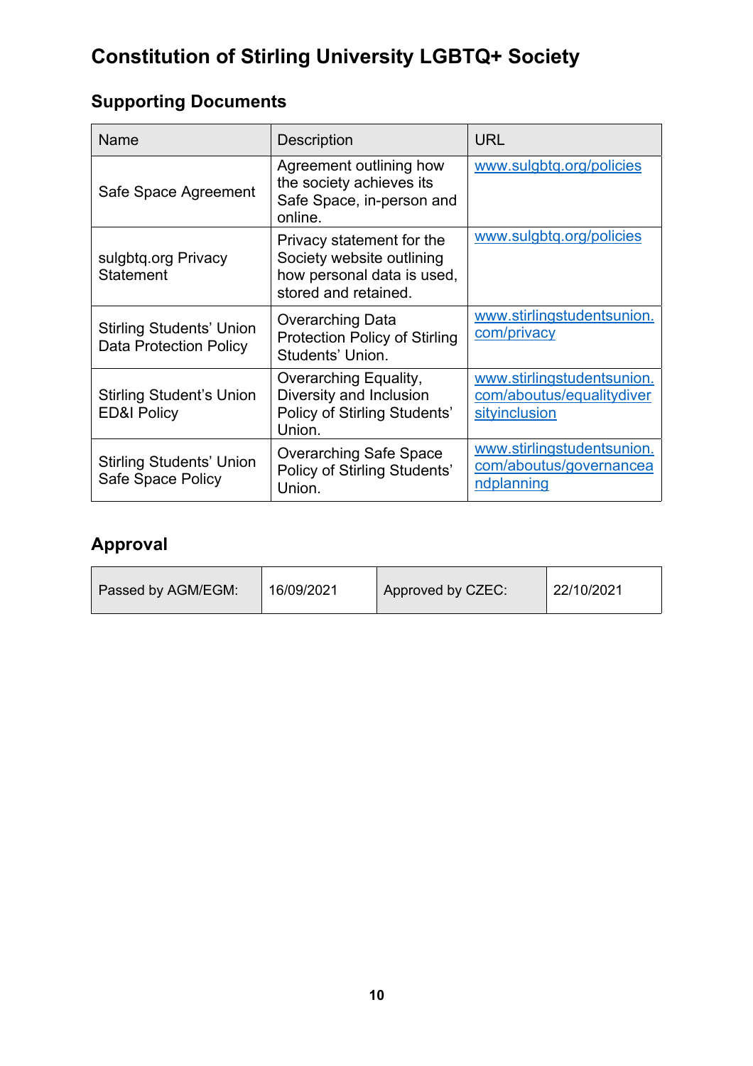# Constitution of Stirling University LGBTQ+ Society

## Supporting Documents

| Name | Description | URL |
|---|---|---|
| Safe Space Agreement | Agreement outlining how the society achieves its Safe Space, in-person and online. | www.sulgbtq.org/policies |
| sulgbtq.org Privacy Statement | Privacy statement for the Society website outlining how personal data is used, stored and retained. | www.sulgbtq.org/policies |
| Stirling Students' Union Data Protection Policy | Overarching Data Protection Policy of Stirling Students' Union. | www.stirlingstudentsunion.com/privacy |
| Stirling Student's Union ED&I Policy | Overarching Equality, Diversity and Inclusion Policy of Stirling Students' Union. | www.stirlingstudentsunion.com/aboutus/equalitydiversityinclusion |
| Stirling Students' Union Safe Space Policy | Overarching Safe Space Policy of Stirling Students' Union. | www.stirlingstudentsunion.com/aboutus/governanceandplanning |

## Approval

| | | | |
|---|---|---|---|
| Passed by AGM/EGM: | 16/09/2021 | Approved by CZEC: | 22/10/2021 |